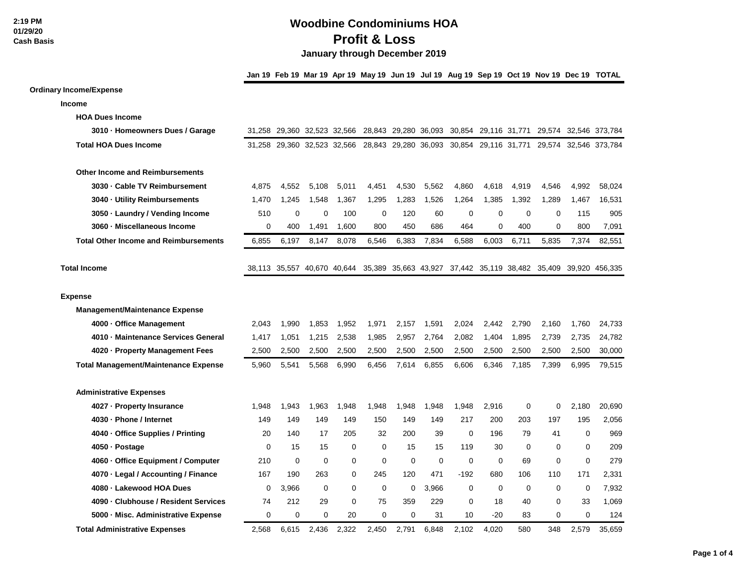2:19 PM
01/29/20
Cash Basis

# Woodbine Condominiums HOA
## Profit & Loss
### January through December 2019

| | Jan 19 | Feb 19 | Mar 19 | Apr 19 | May 19 | Jun 19 | Jul 19 | Aug 19 | Sep 19 | Oct 19 | Nov 19 | Dec 19 | TOTAL |
|---|---|---|---|---|---|---|---|---|---|---|---|---|---|
| **Ordinary Income/Expense** | | | | | | | | | | | | | |
| **Income** | | | | | | | | | | | | | |
| **HOA Dues Income** | | | | | | | | | | | | | |
| **3010 · Homeowners Dues / Garage** | 31,258 | 29,360 | 32,523 | 32,566 | 28,843 | 29,280 | 36,093 | 30,854 | 29,116 | 31,771 | 29,574 | 32,546 | 373,784 |
| **Total HOA Dues Income** | 31,258 | 29,360 | 32,523 | 32,566 | 28,843 | 29,280 | 36,093 | 30,854 | 29,116 | 31,771 | 29,574 | 32,546 | 373,784 |
| **Other Income and Reimbursements** | | | | | | | | | | | | | |
| **3030 · Cable TV Reimbursement** | 4,875 | 4,552 | 5,108 | 5,011 | 4,451 | 4,530 | 5,562 | 4,860 | 4,618 | 4,919 | 4,546 | 4,992 | 58,024 |
| **3040 · Utility Reimbursements** | 1,470 | 1,245 | 1,548 | 1,367 | 1,295 | 1,283 | 1,526 | 1,264 | 1,385 | 1,392 | 1,289 | 1,467 | 16,531 |
| **3050 · Laundry / Vending Income** | 510 | 0 | 0 | 100 | 0 | 120 | 60 | 0 | 0 | 0 | 0 | 115 | 905 |
| **3060 · Miscellaneous Income** | 0 | 400 | 1,491 | 1,600 | 800 | 450 | 686 | 464 | 0 | 400 | 0 | 800 | 7,091 |
| **Total Other Income and Reimbursements** | 6,855 | 6,197 | 8,147 | 8,078 | 6,546 | 6,383 | 7,834 | 6,588 | 6,003 | 6,711 | 5,835 | 7,374 | 82,551 |
| **Total Income** | 38,113 | 35,557 | 40,670 | 40,644 | 35,389 | 35,663 | 43,927 | 37,442 | 35,119 | 38,482 | 35,409 | 39,920 | 456,335 |
| **Expense** | | | | | | | | | | | | | |
| **Management/Maintenance Expense** | | | | | | | | | | | | | |
| **4000 · Office Management** | 2,043 | 1,990 | 1,853 | 1,952 | 1,971 | 2,157 | 1,591 | 2,024 | 2,442 | 2,790 | 2,160 | 1,760 | 24,733 |
| **4010 · Maintenance Services General** | 1,417 | 1,051 | 1,215 | 2,538 | 1,985 | 2,957 | 2,764 | 2,082 | 1,404 | 1,895 | 2,739 | 2,735 | 24,782 |
| **4020 · Property Management Fees** | 2,500 | 2,500 | 2,500 | 2,500 | 2,500 | 2,500 | 2,500 | 2,500 | 2,500 | 2,500 | 2,500 | 2,500 | 30,000 |
| **Total Management/Maintenance Expense** | 5,960 | 5,541 | 5,568 | 6,990 | 6,456 | 7,614 | 6,855 | 6,606 | 6,346 | 7,185 | 7,399 | 6,995 | 79,515 |
| **Administrative Expenses** | | | | | | | | | | | | | |
| **4027 · Property Insurance** | 1,948 | 1,943 | 1,963 | 1,948 | 1,948 | 1,948 | 1,948 | 1,948 | 2,916 | 0 | 0 | 2,180 | 20,690 |
| **4030 · Phone / Internet** | 149 | 149 | 149 | 149 | 150 | 149 | 149 | 217 | 200 | 203 | 197 | 195 | 2,056 |
| **4040 · Office Supplies / Printing** | 20 | 140 | 17 | 205 | 32 | 200 | 39 | 0 | 196 | 79 | 41 | 0 | 969 |
| **4050 · Postage** | 0 | 15 | 15 | 0 | 0 | 15 | 15 | 119 | 30 | 0 | 0 | 0 | 209 |
| **4060 · Office Equipment / Computer** | 210 | 0 | 0 | 0 | 0 | 0 | 0 | 0 | 0 | 69 | 0 | 0 | 279 |
| **4070 · Legal / Accounting / Finance** | 167 | 190 | 263 | 0 | 245 | 120 | 471 | -192 | 680 | 106 | 110 | 171 | 2,331 |
| **4080 · Lakewood HOA Dues** | 0 | 3,966 | 0 | 0 | 0 | 0 | 3,966 | 0 | 0 | 0 | 0 | 0 | 7,932 |
| **4090 · Clubhouse / Resident Services** | 74 | 212 | 29 | 0 | 75 | 359 | 229 | 0 | 18 | 40 | 0 | 33 | 1,069 |
| **5000 · Misc. Administrative Expense** | 0 | 0 | 0 | 20 | 0 | 0 | 31 | 10 | -20 | 83 | 0 | 0 | 124 |
| **Total Administrative Expenses** | 2,568 | 6,615 | 2,436 | 2,322 | 2,450 | 2,791 | 6,848 | 2,102 | 4,020 | 580 | 348 | 2,579 | 35,659 |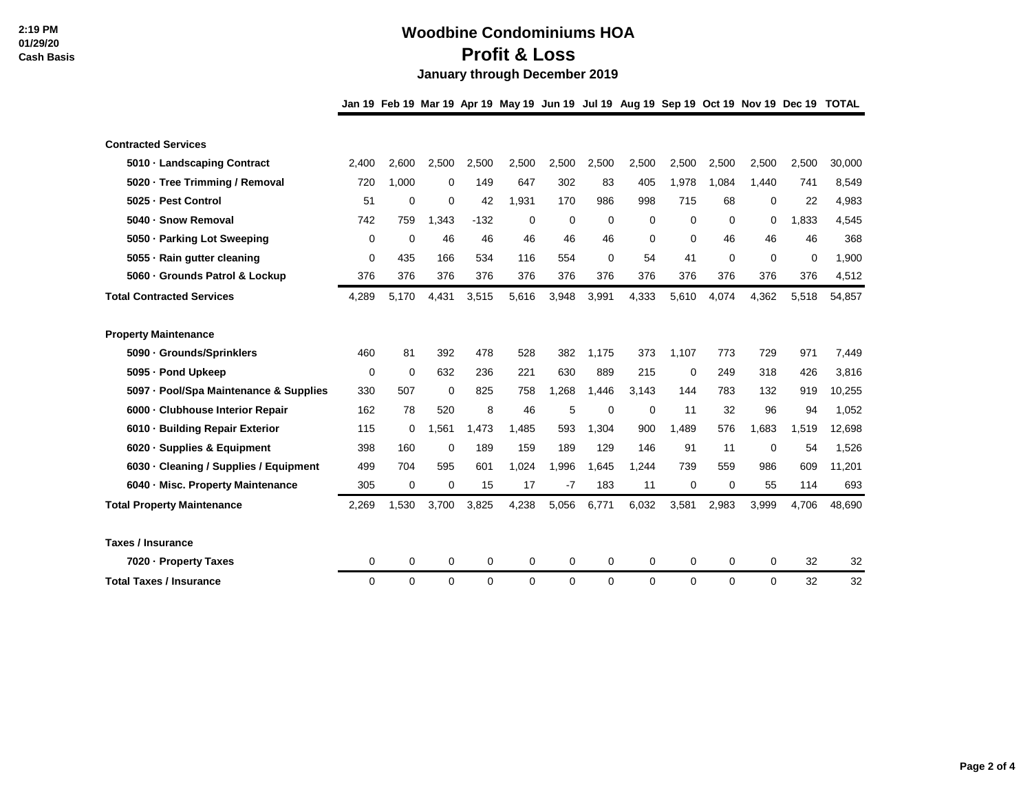# Woodbine Condominiums HOA

## Profit & Loss

### January through December 2019

2:19 PM
01/29/20
Cash Basis

| | Jan 19 | Feb 19 | Mar 19 | Apr 19 | May 19 | Jun 19 | Jul 19 | Aug 19 | Sep 19 | Oct 19 | Nov 19 | Dec 19 | TOTAL |
|---|---|---|---|---|---|---|---|---|---|---|---|---|---|
| **Contracted Services** | | | | | | | | | | | | | |
| 5010 · Landscaping Contract | 2,400 | 2,600 | 2,500 | 2,500 | 2,500 | 2,500 | 2,500 | 2,500 | 2,500 | 2,500 | 2,500 | 2,500 | 30,000 |
| 5020 · Tree Trimming / Removal | 720 | 1,000 | 0 | 149 | 647 | 302 | 83 | 405 | 1,978 | 1,084 | 1,440 | 741 | 8,549 |
| 5025 · Pest Control | 51 | 0 | 0 | 42 | 1,931 | 170 | 986 | 998 | 715 | 68 | 0 | 22 | 4,983 |
| 5040 · Snow Removal | 742 | 759 | 1,343 | -132 | 0 | 0 | 0 | 0 | 0 | 0 | 0 | 1,833 | 4,545 |
| 5050 · Parking Lot Sweeping | 0 | 0 | 46 | 46 | 46 | 46 | 46 | 0 | 0 | 46 | 46 | 46 | 368 |
| 5055 · Rain gutter cleaning | 0 | 435 | 166 | 534 | 116 | 554 | 0 | 54 | 41 | 0 | 0 | 0 | 1,900 |
| 5060 · Grounds Patrol & Lockup | 376 | 376 | 376 | 376 | 376 | 376 | 376 | 376 | 376 | 376 | 376 | 376 | 4,512 |
| **Total Contracted Services** | 4,289 | 5,170 | 4,431 | 3,515 | 5,616 | 3,948 | 3,991 | 4,333 | 5,610 | 4,074 | 4,362 | 5,518 | 54,857 |
| **Property Maintenance** | | | | | | | | | | | | | |
| 5090 · Grounds/Sprinklers | 460 | 81 | 392 | 478 | 528 | 382 | 1,175 | 373 | 1,107 | 773 | 729 | 971 | 7,449 |
| 5095 · Pond Upkeep | 0 | 0 | 632 | 236 | 221 | 630 | 889 | 215 | 0 | 249 | 318 | 426 | 3,816 |
| 5097 · Pool/Spa Maintenance & Supplies | 330 | 507 | 0 | 825 | 758 | 1,268 | 1,446 | 3,143 | 144 | 783 | 132 | 919 | 10,255 |
| 6000 · Clubhouse Interior Repair | 162 | 78 | 520 | 8 | 46 | 5 | 0 | 0 | 11 | 32 | 96 | 94 | 1,052 |
| 6010 · Building Repair Exterior | 115 | 0 | 1,561 | 1,473 | 1,485 | 593 | 1,304 | 900 | 1,489 | 576 | 1,683 | 1,519 | 12,698 |
| 6020 · Supplies & Equipment | 398 | 160 | 0 | 189 | 159 | 189 | 129 | 146 | 91 | 11 | 0 | 54 | 1,526 |
| 6030 · Cleaning / Supplies / Equipment | 499 | 704 | 595 | 601 | 1,024 | 1,996 | 1,645 | 1,244 | 739 | 559 | 986 | 609 | 11,201 |
| 6040 · Misc. Property Maintenance | 305 | 0 | 0 | 15 | 17 | -7 | 183 | 11 | 0 | 0 | 55 | 114 | 693 |
| **Total Property Maintenance** | 2,269 | 1,530 | 3,700 | 3,825 | 4,238 | 5,056 | 6,771 | 6,032 | 3,581 | 2,983 | 3,999 | 4,706 | 48,690 |
| **Taxes / Insurance** | | | | | | | | | | | | | |
| 7020 · Property Taxes | 0 | 0 | 0 | 0 | 0 | 0 | 0 | 0 | 0 | 0 | 0 | 32 | 32 |
| **Total Taxes / Insurance** | 0 | 0 | 0 | 0 | 0 | 0 | 0 | 0 | 0 | 0 | 0 | 32 | 32 |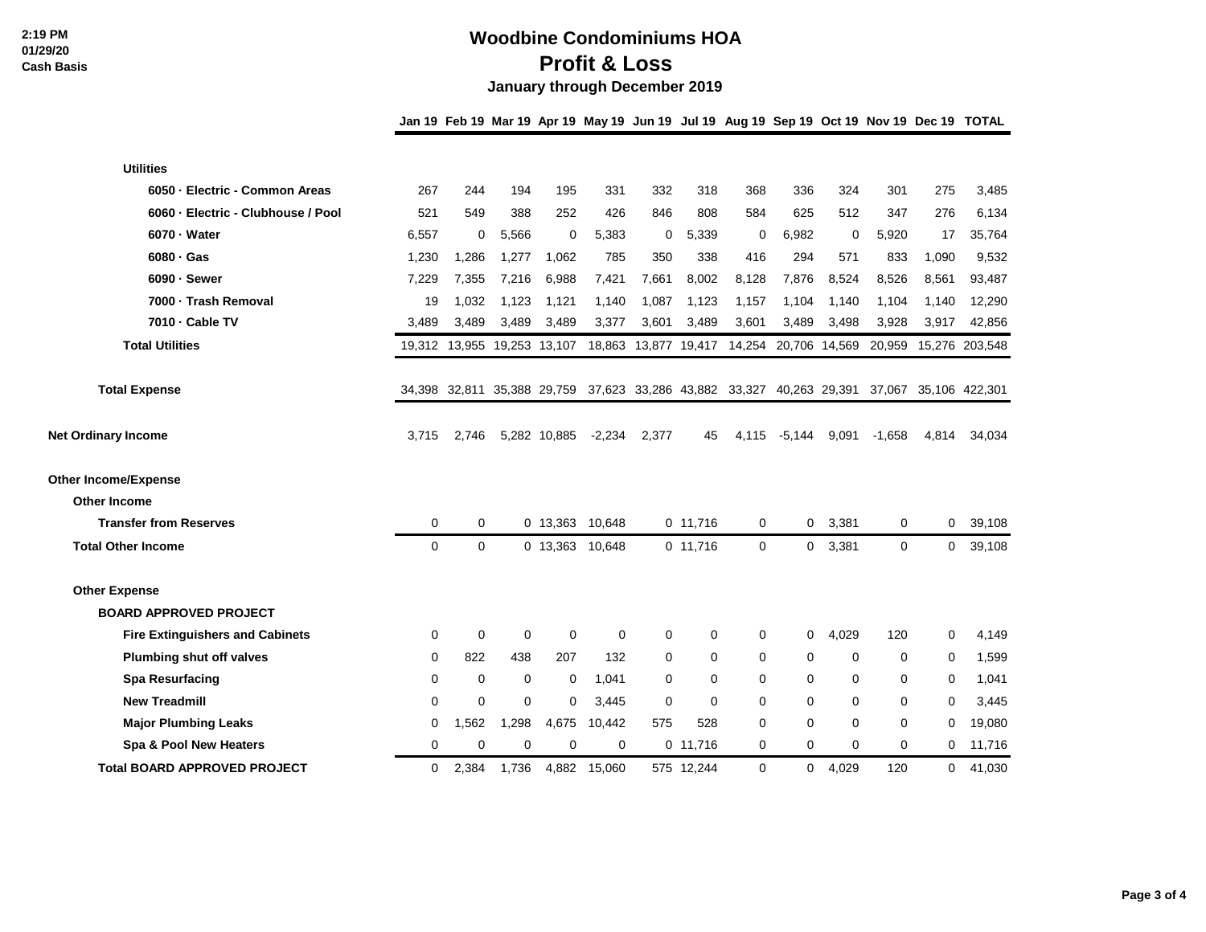2:19 PM
01/29/20
Cash Basis

# Woodbine Condominiums HOA

## Profit & Loss

### January through December 2019

| | Jan 19 | Feb 19 | Mar 19 | Apr 19 | May 19 | Jun 19 | Jul 19 | Aug 19 | Sep 19 | Oct 19 | Nov 19 | Dec 19 | TOTAL |
|---|---|---|---|---|---|---|---|---|---|---|---|---|---|
| **Utilities** | | | | | | | | | | | | | |
| **6050 · Electric - Common Areas** | 267 | 244 | 194 | 195 | 331 | 332 | 318 | 368 | 336 | 324 | 301 | 275 | 3,485 |
| **6060 · Electric - Clubhouse / Pool** | 521 | 549 | 388 | 252 | 426 | 846 | 808 | 584 | 625 | 512 | 347 | 276 | 6,134 |
| **6070 · Water** | 6,557 | 0 | 5,566 | 0 | 5,383 | 0 | 5,339 | 0 | 6,982 | 0 | 5,920 | 17 | 35,764 |
| **6080 · Gas** | 1,230 | 1,286 | 1,277 | 1,062 | 785 | 350 | 338 | 416 | 294 | 571 | 833 | 1,090 | 9,532 |
| **6090 · Sewer** | 7,229 | 7,355 | 7,216 | 6,988 | 7,421 | 7,661 | 8,002 | 8,128 | 7,876 | 8,524 | 8,526 | 8,561 | 93,487 |
| **7000 · Trash Removal** | 19 | 1,032 | 1,123 | 1,121 | 1,140 | 1,087 | 1,123 | 1,157 | 1,104 | 1,140 | 1,104 | 1,140 | 12,290 |
| **7010 · Cable TV** | 3,489 | 3,489 | 3,489 | 3,489 | 3,377 | 3,601 | 3,489 | 3,601 | 3,489 | 3,498 | 3,928 | 3,917 | 42,856 |
| **Total Utilities** | 19,312 | 13,955 | 19,253 | 13,107 | 18,863 | 13,877 | 19,417 | 14,254 | 20,706 | 14,569 | 20,959 | 15,276 | 203,548 |
| **Total Expense** | 34,398 | 32,811 | 35,388 | 29,759 | 37,623 | 33,286 | 43,882 | 33,327 | 40,263 | 29,391 | 37,067 | 35,106 | 422,301 |
| **Net Ordinary Income** | 3,715 | 2,746 | 5,282 | 10,885 | -2,234 | 2,377 | 45 | 4,115 | -5,144 | 9,091 | -1,658 | 4,814 | 34,034 |
| **Other Income/Expense** | | | | | | | | | | | | | |
| **Other Income** | | | | | | | | | | | | | |
| **Transfer from Reserves** | 0 | 0 | 0 | 13,363 | 10,648 | 0 | 11,716 | 0 | 0 | 3,381 | 0 | 0 | 39,108 |
| **Total Other Income** | 0 | 0 | 0 | 13,363 | 10,648 | 0 | 11,716 | 0 | 0 | 3,381 | 0 | 0 | 39,108 |
| **Other Expense** | | | | | | | | | | | | | |
| **BOARD APPROVED PROJECT** | | | | | | | | | | | | | |
| **Fire Extinguishers and Cabinets** | 0 | 0 | 0 | 0 | 0 | 0 | 0 | 0 | 0 | 4,029 | 120 | 0 | 4,149 |
| **Plumbing shut off valves** | 0 | 822 | 438 | 207 | 132 | 0 | 0 | 0 | 0 | 0 | 0 | 0 | 1,599 |
| **Spa Resurfacing** | 0 | 0 | 0 | 0 | 1,041 | 0 | 0 | 0 | 0 | 0 | 0 | 0 | 1,041 |
| **New Treadmill** | 0 | 0 | 0 | 0 | 3,445 | 0 | 0 | 0 | 0 | 0 | 0 | 0 | 3,445 |
| **Major Plumbing Leaks** | 0 | 1,562 | 1,298 | 4,675 | 10,442 | 575 | 528 | 0 | 0 | 0 | 0 | 0 | 19,080 |
| **Spa & Pool New Heaters** | 0 | 0 | 0 | 0 | 0 | 0 | 11,716 | 0 | 0 | 0 | 0 | 0 | 11,716 |
| **Total BOARD APPROVED PROJECT** | 0 | 2,384 | 1,736 | 4,882 | 15,060 | 575 | 12,244 | 0 | 0 | 4,029 | 120 | 0 | 41,030 |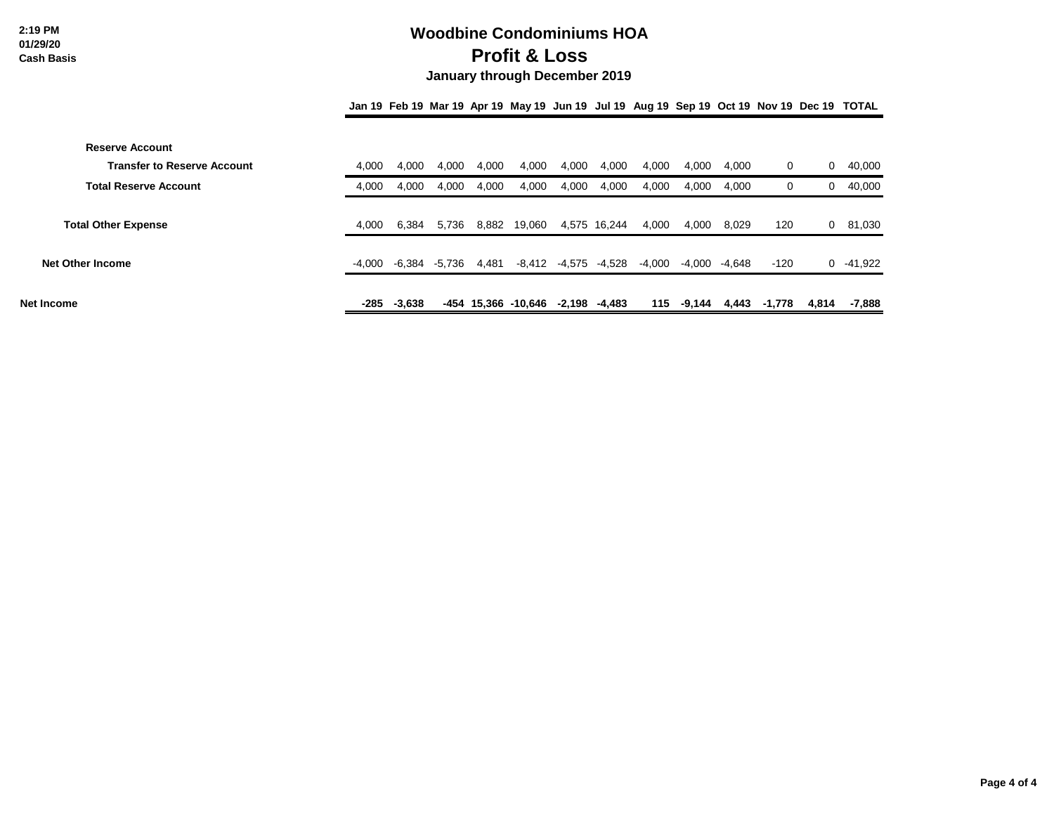2:19 PM
01/29/20
Cash Basis

# Woodbine Condominiums HOA

## Profit & Loss

### January through December 2019

| | Jan 19 | Feb 19 | Mar 19 | Apr 19 | May 19 | Jun 19 | Jul 19 | Aug 19 | Sep 19 | Oct 19 | Nov 19 | Dec 19 | TOTAL |
|---|---|---|---|---|---|---|---|---|---|---|---|---|---|
| **Reserve Account** | | | | | | | | | | | | | |
| **Transfer to Reserve Account** | 4,000 | 4,000 | 4,000 | 4,000 | 4,000 | 4,000 | 4,000 | 4,000 | 4,000 | 4,000 | 0 | 0 | 40,000 |
| **Total Reserve Account** | 4,000 | 4,000 | 4,000 | 4,000 | 4,000 | 4,000 | 4,000 | 4,000 | 4,000 | 4,000 | 0 | 0 | 40,000 |
| **Total Other Expense** | 4,000 | 6,384 | 5,736 | 8,882 | 19,060 | 4,575 | 16,244 | 4,000 | 4,000 | 8,029 | 120 | 0 | 81,030 |
| **Net Other Income** | -4,000 | -6,384 | -5,736 | 4,481 | -8,412 | -4,575 | -4,528 | -4,000 | -4,000 | -4,648 | -120 | 0 | -41,922 |
| **Net Income** | **-285** | **-3,638** | **-454** | **15,366** | **-10,646** | **-2,198** | **-4,483** | **115** | **-9,144** | **4,443** | **-1,778** | **4,814** | **-7,888** |